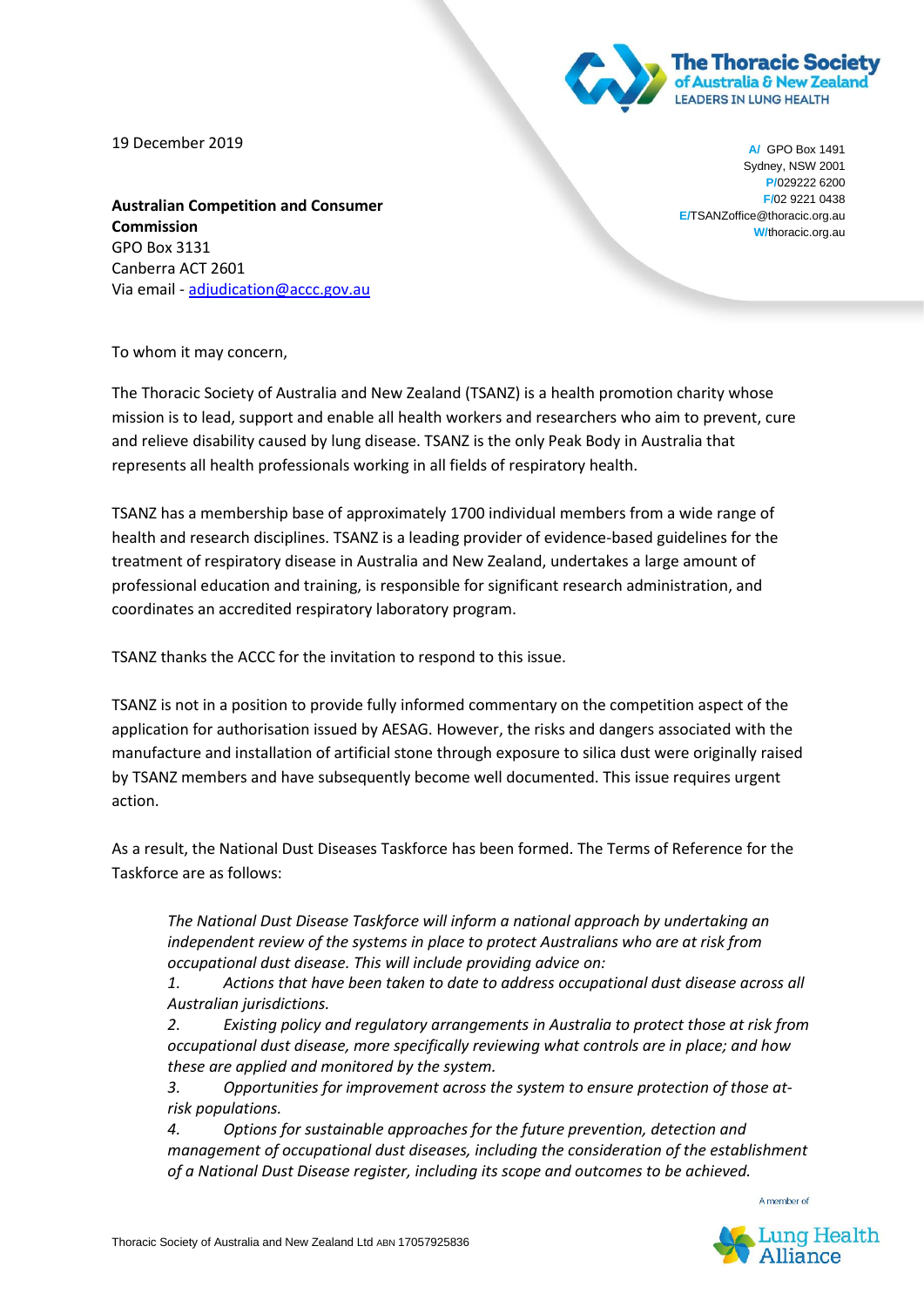19 December 2019

A/ GPO Box 1491
Sydney, NSW 2001
P/029222 6200
F/02 9221 0438
E/TSANZoffice@thoracic.org.au
W/thoracic.org.au

**Australian Competition and Consumer Commission**
GPO Box 3131
Canberra ACT 2601
Via email - adjudication@accc.gov.au

To whom it may concern,

The Thoracic Society of Australia and New Zealand (TSANZ) is a health promotion charity whose mission is to lead, support and enable all health workers and researchers who aim to prevent, cure and relieve disability caused by lung disease. TSANZ is the only Peak Body in Australia that represents all health professionals working in all fields of respiratory health.

TSANZ has a membership base of approximately 1700 individual members from a wide range of health and research disciplines. TSANZ is a leading provider of evidence-based guidelines for the treatment of respiratory disease in Australia and New Zealand, undertakes a large amount of professional education and training, is responsible for significant research administration, and coordinates an accredited respiratory laboratory program.

TSANZ thanks the ACCC for the invitation to respond to this issue.

TSANZ is not in a position to provide fully informed commentary on the competition aspect of the application for authorisation issued by AESAG. However, the risks and dangers associated with the manufacture and installation of artificial stone through exposure to silica dust were originally raised by TSANZ members and have subsequently become well documented. This issue requires urgent action.

As a result, the National Dust Diseases Taskforce has been formed. The Terms of Reference for the Taskforce are as follows:

> *The National Dust Disease Taskforce will inform a national approach by undertaking an independent review of the systems in place to protect Australians who are at risk from occupational dust disease. This will include providing advice on:*
>
> *1. Actions that have been taken to date to address occupational dust disease across all Australian jurisdictions.*
>
> *2. Existing policy and regulatory arrangements in Australia to protect those at risk from occupational dust disease, more specifically reviewing what controls are in place; and how these are applied and monitored by the system.*
>
> *3. Opportunities for improvement across the system to ensure protection of those at-risk populations.*
>
> *4. Options for sustainable approaches for the future prevention, detection and management of occupational dust diseases, including the consideration of the establishment of a National Dust Disease register, including its scope and outcomes to be achieved.*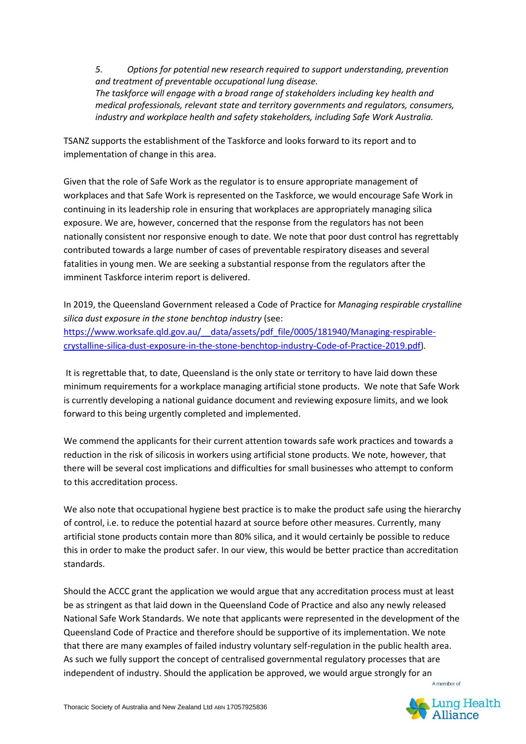*5. Options for potential new research required to support understanding, prevention and treatment of preventable occupational lung disease.*
*The taskforce will engage with a broad range of stakeholders including key health and medical professionals, relevant state and territory governments and regulators, consumers, industry and workplace health and safety stakeholders, including Safe Work Australia.*

TSANZ supports the establishment of the Taskforce and looks forward to its report and to implementation of change in this area.

Given that the role of Safe Work as the regulator is to ensure appropriate management of workplaces and that Safe Work is represented on the Taskforce, we would encourage Safe Work in continuing in its leadership role in ensuring that workplaces are appropriately managing silica exposure. We are, however, concerned that the response from the regulators has not been nationally consistent nor responsive enough to date. We note that poor dust control has regrettably contributed towards a large number of cases of preventable respiratory diseases and several fatalities in young men. We are seeking a substantial response from the regulators after the imminent Taskforce interim report is delivered.

In 2019, the Queensland Government released a Code of Practice for *Managing respirable crystalline silica dust exposure in the stone benchtop industry* (see: [https://www.worksafe.qld.gov.au/__data/assets/pdf_file/0005/181940/Managing-respirable-crystalline-silica-dust-exposure-in-the-stone-benchtop-industry-Code-of-Practice-2019.pdf](https://www.worksafe.qld.gov.au/__data/assets/pdf_file/0005/181940/Managing-respirable-crystalline-silica-dust-exposure-in-the-stone-benchtop-industry-Code-of-Practice-2019.pdf)).

It is regrettable that, to date, Queensland is the only state or territory to have laid down these minimum requirements for a workplace managing artificial stone products. We note that Safe Work is currently developing a national guidance document and reviewing exposure limits, and we look forward to this being urgently completed and implemented.

We commend the applicants for their current attention towards safe work practices and towards a reduction in the risk of silicosis in workers using artificial stone products. We note, however, that there will be several cost implications and difficulties for small businesses who attempt to conform to this accreditation process.

We also note that occupational hygiene best practice is to make the product safe using the hierarchy of control, i.e. to reduce the potential hazard at source before other measures. Currently, many artificial stone products contain more than 80% silica, and it would certainly be possible to reduce this in order to make the product safer. In our view, this would be better practice than accreditation standards.

Should the ACCC grant the application we would argue that any accreditation process must at least be as stringent as that laid down in the Queensland Code of Practice and also any newly released National Safe Work Standards. We note that applicants were represented in the development of the Queensland Code of Practice and therefore should be supportive of its implementation. We note that there are many examples of failed industry voluntary self-regulation in the public health area. As such we fully support the concept of centralised governmental regulatory processes that are independent of industry. Should the application be approved, we would argue strongly for an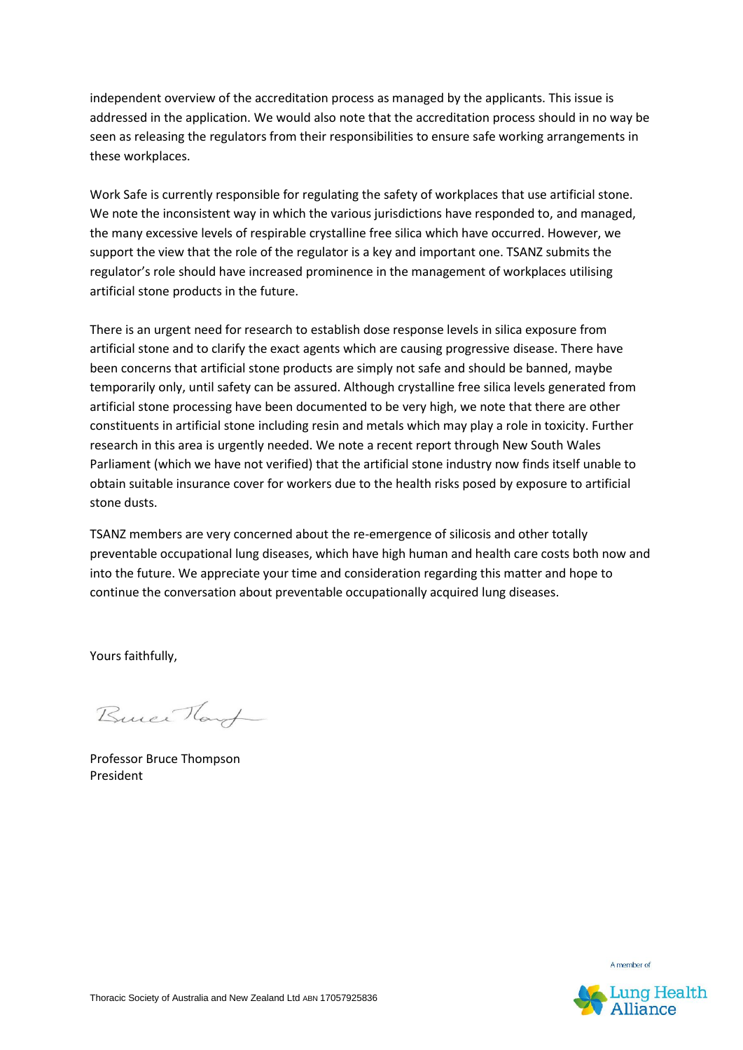independent overview of the accreditation process as managed by the applicants. This issue is addressed in the application. We would also note that the accreditation process should in no way be seen as releasing the regulators from their responsibilities to ensure safe working arrangements in these workplaces.

Work Safe is currently responsible for regulating the safety of workplaces that use artificial stone. We note the inconsistent way in which the various jurisdictions have responded to, and managed, the many excessive levels of respirable crystalline free silica which have occurred. However, we support the view that the role of the regulator is a key and important one. TSANZ submits the regulator's role should have increased prominence in the management of workplaces utilising artificial stone products in the future.

There is an urgent need for research to establish dose response levels in silica exposure from artificial stone and to clarify the exact agents which are causing progressive disease. There have been concerns that artificial stone products are simply not safe and should be banned, maybe temporarily only, until safety can be assured. Although crystalline free silica levels generated from artificial stone processing have been documented to be very high, we note that there are other constituents in artificial stone including resin and metals which may play a role in toxicity. Further research in this area is urgently needed. We note a recent report through New South Wales Parliament (which we have not verified) that the artificial stone industry now finds itself unable to obtain suitable insurance cover for workers due to the health risks posed by exposure to artificial stone dusts.

TSANZ members are very concerned about the re-emergence of silicosis and other totally preventable occupational lung diseases, which have high human and health care costs both now and into the future. We appreciate your time and consideration regarding this matter and hope to continue the conversation about preventable occupationally acquired lung diseases.

Yours faithfully,

Professor Bruce Thompson
President

Thoracic Society of Australia and New Zealand Ltd ABN 17057925836

A member of Lung Health Alliance